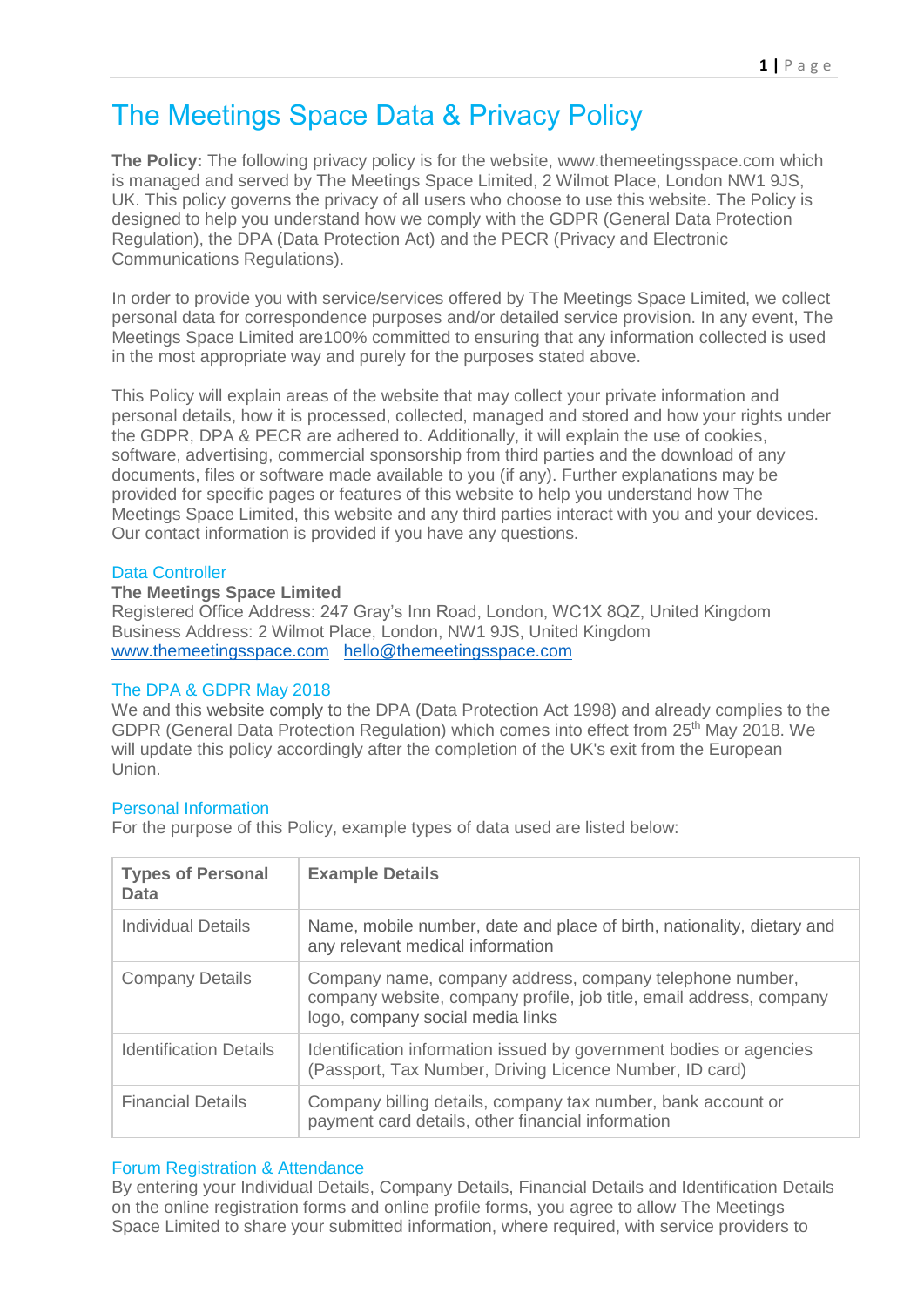# The Meetings Space Data & Privacy Policy

**The Policy:** The following privacy policy is for the website, www.themeetingsspace.com which is managed and served by The Meetings Space Limited, 2 Wilmot Place, London NW1 9JS, UK. This policy governs the privacy of all users who choose to use this website. The Policy is designed to help you understand how we comply with the GDPR (General Data Protection Regulation), the DPA (Data Protection Act) and the PECR (Privacy and Electronic Communications Regulations).

In order to provide you with service/services offered by The Meetings Space Limited, we collect personal data for correspondence purposes and/or detailed service provision. In any event, The Meetings Space Limited are100% committed to ensuring that any information collected is used in the most appropriate way and purely for the purposes stated above.

This Policy will explain areas of the website that may collect your private information and personal details, how it is processed, collected, managed and stored and how your rights under the GDPR, DPA & PECR are adhered to. Additionally, it will explain the use of cookies, software, advertising, commercial sponsorship from third parties and the download of any documents, files or software made available to you (if any). Further explanations may be provided for specific pages or features of this website to help you understand how The Meetings Space Limited, this website and any third parties interact with you and your devices. Our contact information is provided if you have any questions.

## Data Controller

**The Meetings Space Limited**
Registered Office Address: 247 Gray's Inn Road, London, WC1X 8QZ, United Kingdom
Business Address: 2 Wilmot Place, London, NW1 9JS, United Kingdom
www.themeetingsspace.com   hello@themeetingsspace.com

## The DPA & GDPR May 2018

We and this website comply to the DPA (Data Protection Act 1998) and already complies to the GDPR (General Data Protection Regulation) which comes into effect from 25th May 2018. We will update this policy accordingly after the completion of the UK's exit from the European Union.

## Personal Information

For the purpose of this Policy, example types of data used are listed below:

| Types of Personal Data | Example Details |
|---|---|
| Individual Details | Name, mobile number, date and place of birth, nationality, dietary and any relevant medical information |
| Company Details | Company name, company address, company telephone number, company website, company profile, job title, email address, company logo, company social media links |
| Identification Details | Identification information issued by government bodies or agencies (Passport, Tax Number, Driving Licence Number, ID card) |
| Financial Details | Company billing details, company tax number, bank account or payment card details, other financial information |

## Forum Registration & Attendance

By entering your Individual Details, Company Details, Financial Details and Identification Details on the online registration forms and online profile forms, you agree to allow The Meetings Space Limited to share your submitted information, where required, with service providers to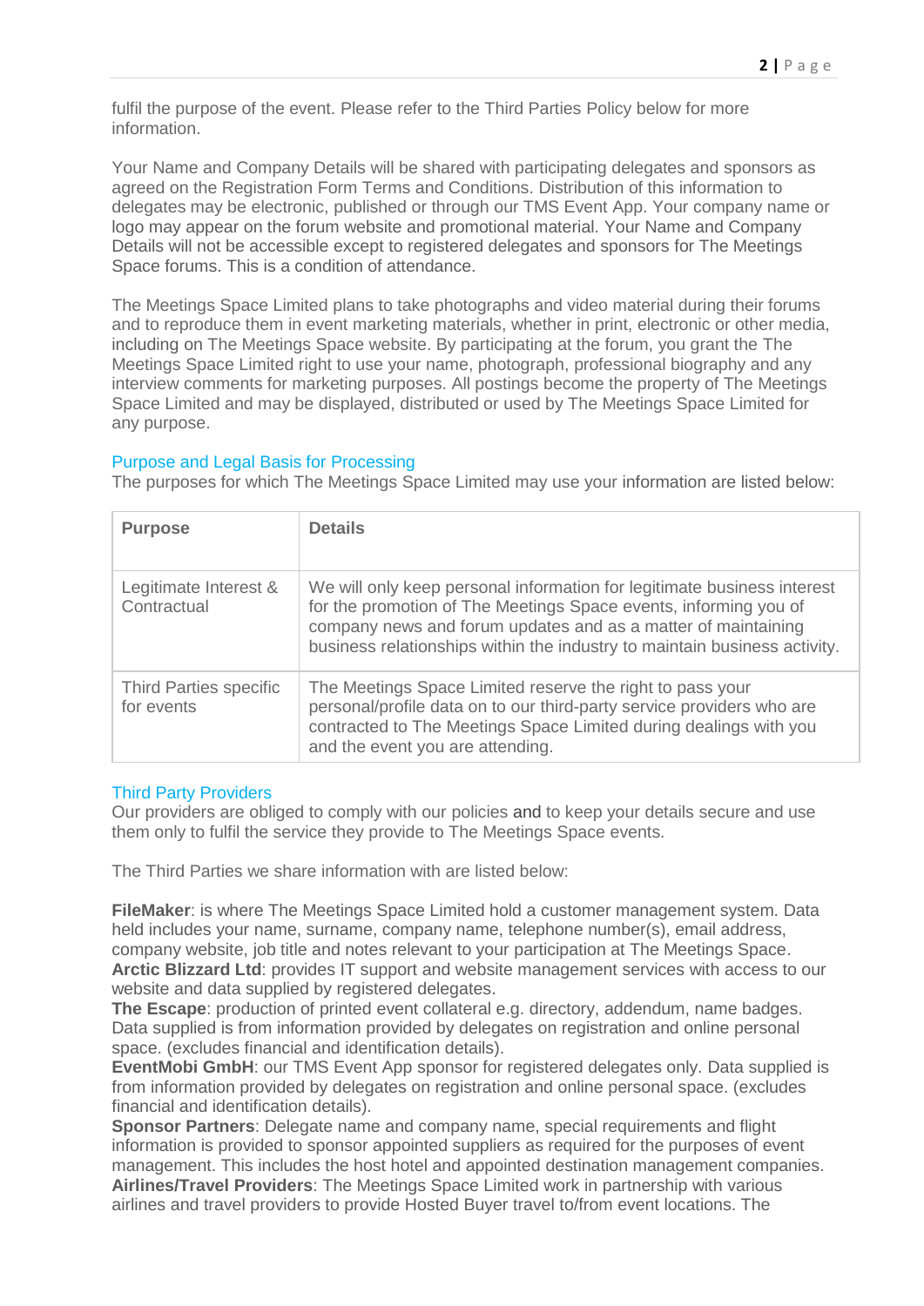fulfil the purpose of the event. Please refer to the Third Parties Policy below for more information.

Your Name and Company Details will be shared with participating delegates and sponsors as agreed on the Registration Form Terms and Conditions. Distribution of this information to delegates may be electronic, published or through our TMS Event App. Your company name or logo may appear on the forum website and promotional material. Your Name and Company Details will not be accessible except to registered delegates and sponsors for The Meetings Space forums. This is a condition of attendance.

The Meetings Space Limited plans to take photographs and video material during their forums and to reproduce them in event marketing materials, whether in print, electronic or other media, including on The Meetings Space website. By participating at the forum, you grant the The Meetings Space Limited right to use your name, photograph, professional biography and any interview comments for marketing purposes. All postings become the property of The Meetings Space Limited and may be displayed, distributed or used by The Meetings Space Limited for any purpose.

## Purpose and Legal Basis for Processing

The purposes for which The Meetings Space Limited may use your information are listed below:

| Purpose | Details |
|---|---|
| Legitimate Interest & Contractual | We will only keep personal information for legitimate business interest for the promotion of The Meetings Space events, informing you of company news and forum updates and as a matter of maintaining business relationships within the industry to maintain business activity. |
| Third Parties specific for events | The Meetings Space Limited reserve the right to pass your personal/profile data on to our third-party service providers who are contracted to The Meetings Space Limited during dealings with you and the event you are attending. |

## Third Party Providers

Our providers are obliged to comply with our policies and to keep your details secure and use them only to fulfil the service they provide to The Meetings Space events.

The Third Parties we share information with are listed below:

**FileMaker**: is where The Meetings Space Limited hold a customer management system. Data held includes your name, surname, company name, telephone number(s), email address, company website, job title and notes relevant to your participation at The Meetings Space.
**Arctic Blizzard Ltd**: provides IT support and website management services with access to our website and data supplied by registered delegates.
**The Escape**: production of printed event collateral e.g. directory, addendum, name badges. Data supplied is from information provided by delegates on registration and online personal space. (excludes financial and identification details).
**EventMobi GmbH**: our TMS Event App sponsor for registered delegates only. Data supplied is from information provided by delegates on registration and online personal space. (excludes financial and identification details).
**Sponsor Partners**: Delegate name and company name, special requirements and flight information is provided to sponsor appointed suppliers as required for the purposes of event management. This includes the host hotel and appointed destination management companies.
**Airlines/Travel Providers**: The Meetings Space Limited work in partnership with various airlines and travel providers to provide Hosted Buyer travel to/from event locations. The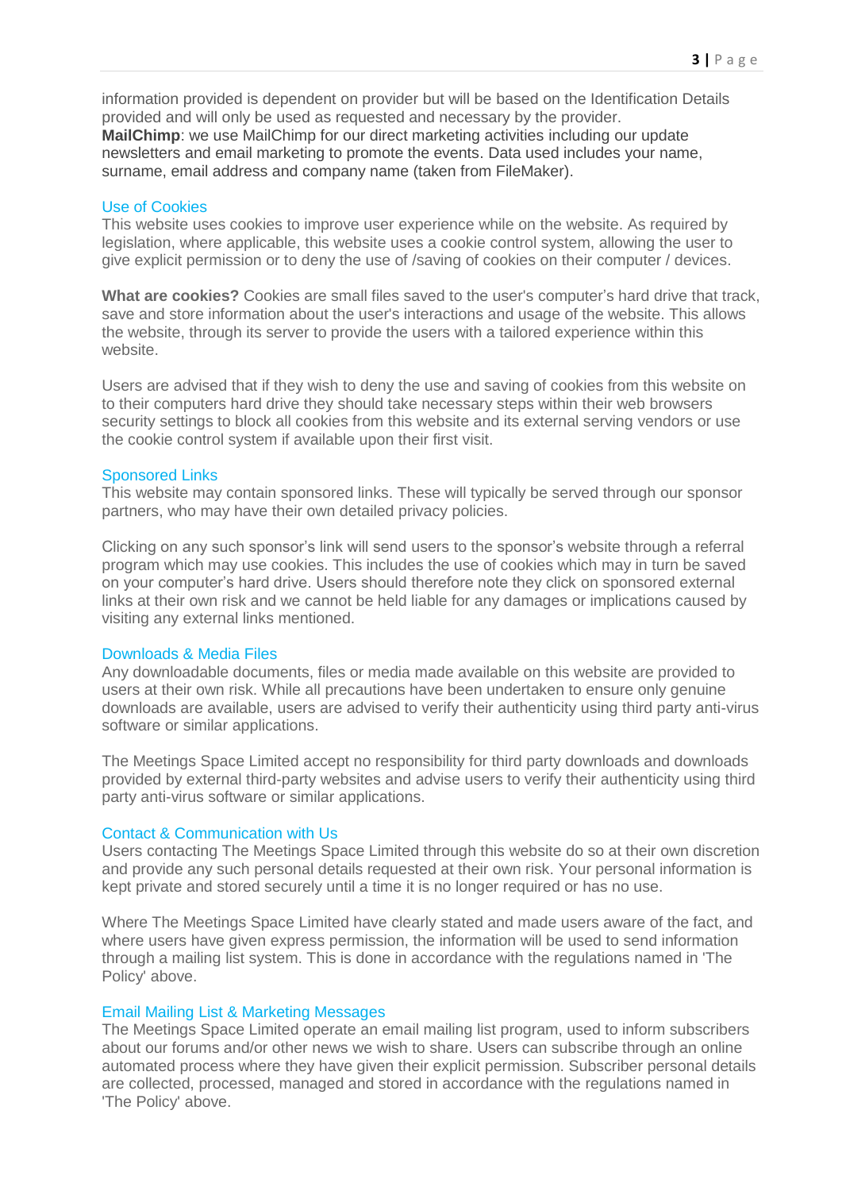information provided is dependent on provider but will be based on the Identification Details provided and will only be used as requested and necessary by the provider.
**MailChimp**: we use MailChimp for our direct marketing activities including our update newsletters and email marketing to promote the events. Data used includes your name, surname, email address and company name (taken from FileMaker).

## Use of Cookies

This website uses cookies to improve user experience while on the website. As required by legislation, where applicable, this website uses a cookie control system, allowing the user to give explicit permission or to deny the use of /saving of cookies on their computer / devices.

**What are cookies?** Cookies are small files saved to the user's computer's hard drive that track, save and store information about the user's interactions and usage of the website. This allows the website, through its server to provide the users with a tailored experience within this website.

Users are advised that if they wish to deny the use and saving of cookies from this website on to their computers hard drive they should take necessary steps within their web browsers security settings to block all cookies from this website and its external serving vendors or use the cookie control system if available upon their first visit.

## Sponsored Links

This website may contain sponsored links. These will typically be served through our sponsor partners, who may have their own detailed privacy policies.

Clicking on any such sponsor's link will send users to the sponsor's website through a referral program which may use cookies. This includes the use of cookies which may in turn be saved on your computer's hard drive. Users should therefore note they click on sponsored external links at their own risk and we cannot be held liable for any damages or implications caused by visiting any external links mentioned.

## Downloads & Media Files

Any downloadable documents, files or media made available on this website are provided to users at their own risk. While all precautions have been undertaken to ensure only genuine downloads are available, users are advised to verify their authenticity using third party anti-virus software or similar applications.

The Meetings Space Limited accept no responsibility for third party downloads and downloads provided by external third-party websites and advise users to verify their authenticity using third party anti-virus software or similar applications.

## Contact & Communication with Us

Users contacting The Meetings Space Limited through this website do so at their own discretion and provide any such personal details requested at their own risk. Your personal information is kept private and stored securely until a time it is no longer required or has no use.

Where The Meetings Space Limited have clearly stated and made users aware of the fact, and where users have given express permission, the information will be used to send information through a mailing list system. This is done in accordance with the regulations named in 'The Policy' above.

## Email Mailing List & Marketing Messages

The Meetings Space Limited operate an email mailing list program, used to inform subscribers about our forums and/or other news we wish to share. Users can subscribe through an online automated process where they have given their explicit permission. Subscriber personal details are collected, processed, managed and stored in accordance with the regulations named in 'The Policy' above.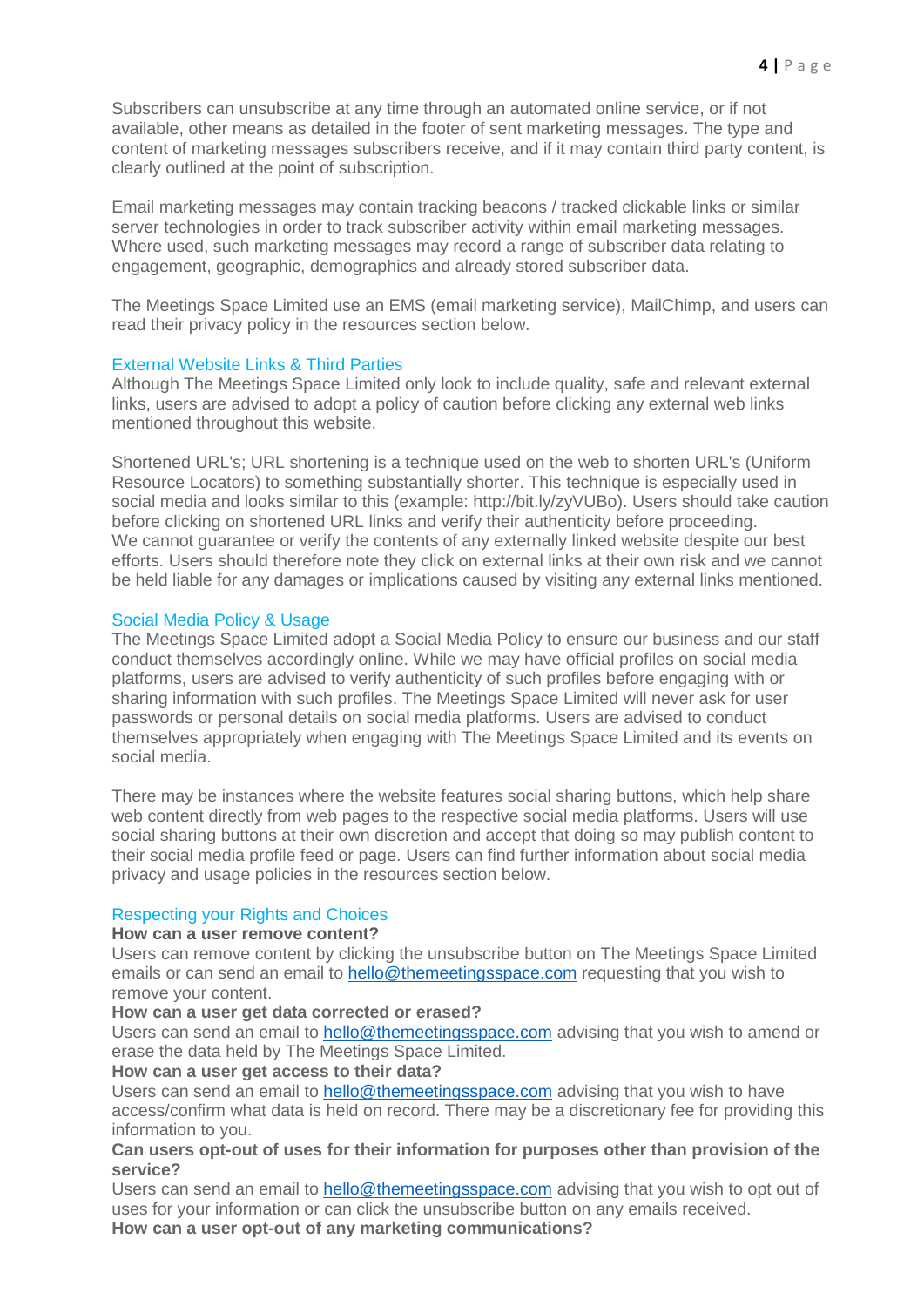Subscribers can unsubscribe at any time through an automated online service, or if not available, other means as detailed in the footer of sent marketing messages. The type and content of marketing messages subscribers receive, and if it may contain third party content, is clearly outlined at the point of subscription.

Email marketing messages may contain tracking beacons / tracked clickable links or similar server technologies in order to track subscriber activity within email marketing messages. Where used, such marketing messages may record a range of subscriber data relating to engagement, geographic, demographics and already stored subscriber data.

The Meetings Space Limited use an EMS (email marketing service), MailChimp, and users can read their privacy policy in the resources section below.

## External Website Links & Third Parties

Although The Meetings Space Limited only look to include quality, safe and relevant external links, users are advised to adopt a policy of caution before clicking any external web links mentioned throughout this website.

Shortened URL's; URL shortening is a technique used on the web to shorten URL's (Uniform Resource Locators) to something substantially shorter. This technique is especially used in social media and looks similar to this (example: http://bit.ly/zyVUBo). Users should take caution before clicking on shortened URL links and verify their authenticity before proceeding.
We cannot guarantee or verify the contents of any externally linked website despite our best efforts. Users should therefore note they click on external links at their own risk and we cannot be held liable for any damages or implications caused by visiting any external links mentioned.

## Social Media Policy & Usage

The Meetings Space Limited adopt a Social Media Policy to ensure our business and our staff conduct themselves accordingly online. While we may have official profiles on social media platforms, users are advised to verify authenticity of such profiles before engaging with or sharing information with such profiles. The Meetings Space Limited will never ask for user passwords or personal details on social media platforms. Users are advised to conduct themselves appropriately when engaging with The Meetings Space Limited and its events on social media.

There may be instances where the website features social sharing buttons, which help share web content directly from web pages to the respective social media platforms. Users will use social sharing buttons at their own discretion and accept that doing so may publish content to their social media profile feed or page. Users can find further information about social media privacy and usage policies in the resources section below.

## Respecting your Rights and Choices

**How can a user remove content?**
Users can remove content by clicking the unsubscribe button on The Meetings Space Limited emails or can send an email to hello@themeetingsspace.com requesting that you wish to remove your content.

**How can a user get data corrected or erased?**
Users can send an email to hello@themeetingsspace.com advising that you wish to amend or erase the data held by The Meetings Space Limited.

**How can a user get access to their data?**
Users can send an email to hello@themeetingsspace.com advising that you wish to have access/confirm what data is held on record. There may be a discretionary fee for providing this information to you.

**Can users opt-out of uses for their information for purposes other than provision of the service?**
Users can send an email to hello@themeetingsspace.com advising that you wish to opt out of uses for your information or can click the unsubscribe button on any emails received.

**How can a user opt-out of any marketing communications?**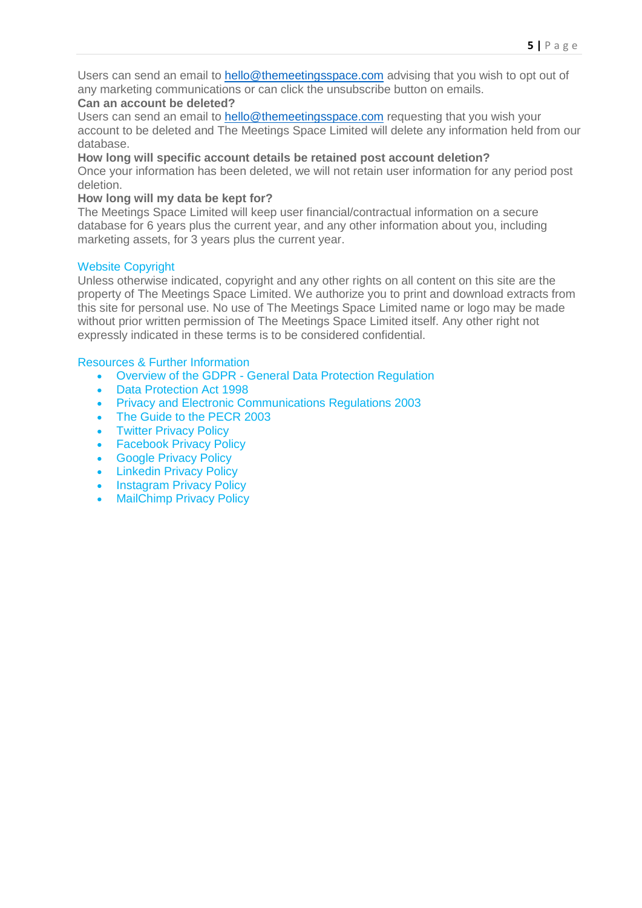Users can send an email to hello@themeetingsspace.com advising that you wish to opt out of any marketing communications or can click the unsubscribe button on emails.

**Can an account be deleted?**

Users can send an email to hello@themeetingsspace.com requesting that you wish your account to be deleted and The Meetings Space Limited will delete any information held from our database.

**How long will specific account details be retained post account deletion?**

Once your information has been deleted, we will not retain user information for any period post deletion.

**How long will my data be kept for?**

The Meetings Space Limited will keep user financial/contractual information on a secure database for 6 years plus the current year, and any other information about you, including marketing assets, for 3 years plus the current year.

## Website Copyright

Unless otherwise indicated, copyright and any other rights on all content on this site are the property of The Meetings Space Limited. We authorize you to print and download extracts from this site for personal use. No use of The Meetings Space Limited name or logo may be made without prior written permission of The Meetings Space Limited itself. Any other right not expressly indicated in these terms is to be considered confidential.

## Resources & Further Information

- Overview of the GDPR - General Data Protection Regulation
- Data Protection Act 1998
- Privacy and Electronic Communications Regulations 2003
- The Guide to the PECR 2003
- Twitter Privacy Policy
- Facebook Privacy Policy
- Google Privacy Policy
- Linkedin Privacy Policy
- Instagram Privacy Policy
- MailChimp Privacy Policy